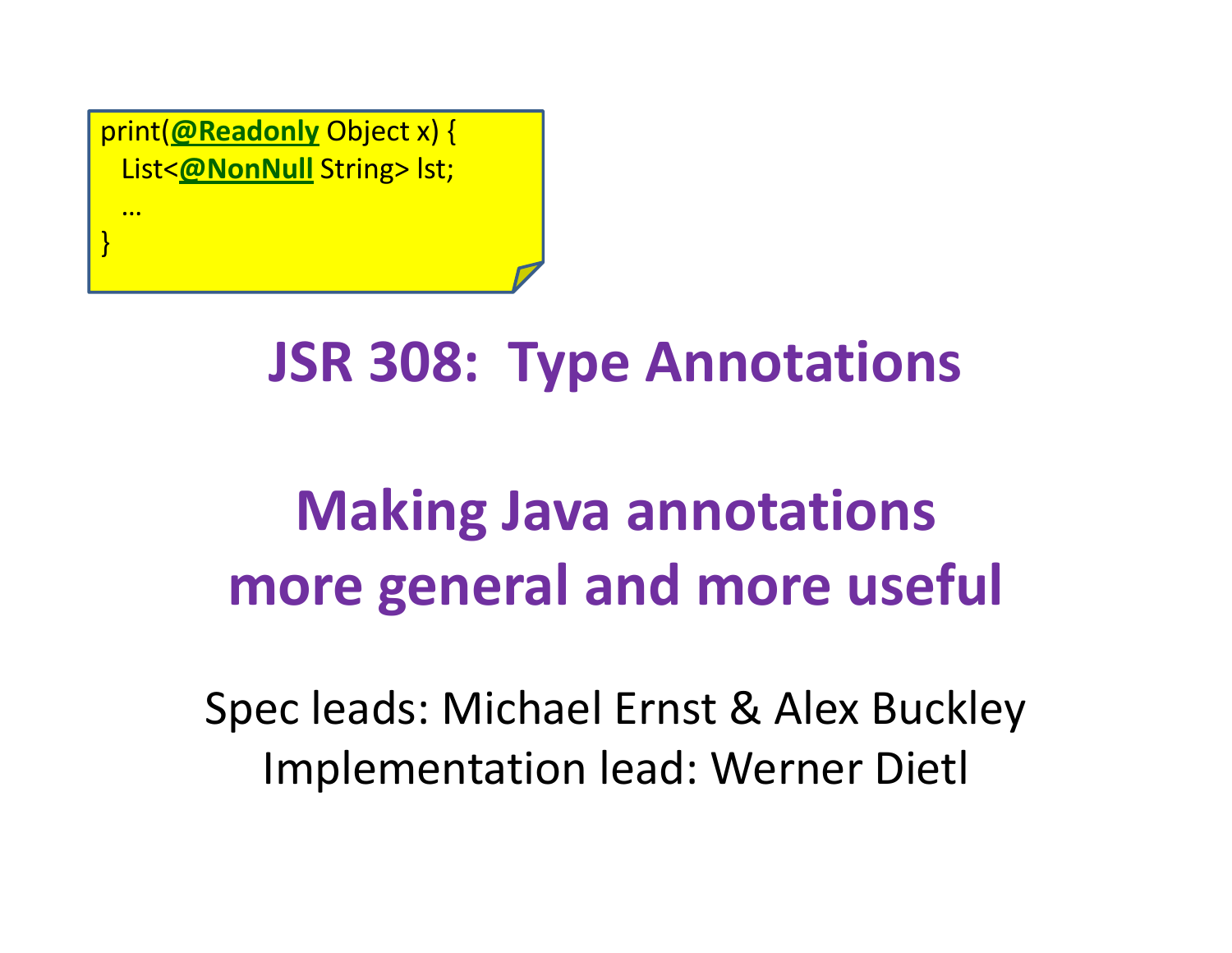```
print(@Readonly Object x) {
  List<@NonNull String> lst;
  …
}
```

# JSR 308: Type Annotations

## Making Java annotations more general and more useful

Spec leads: Michael Ernst & Alex Buckley
Implementation lead: Werner Dietl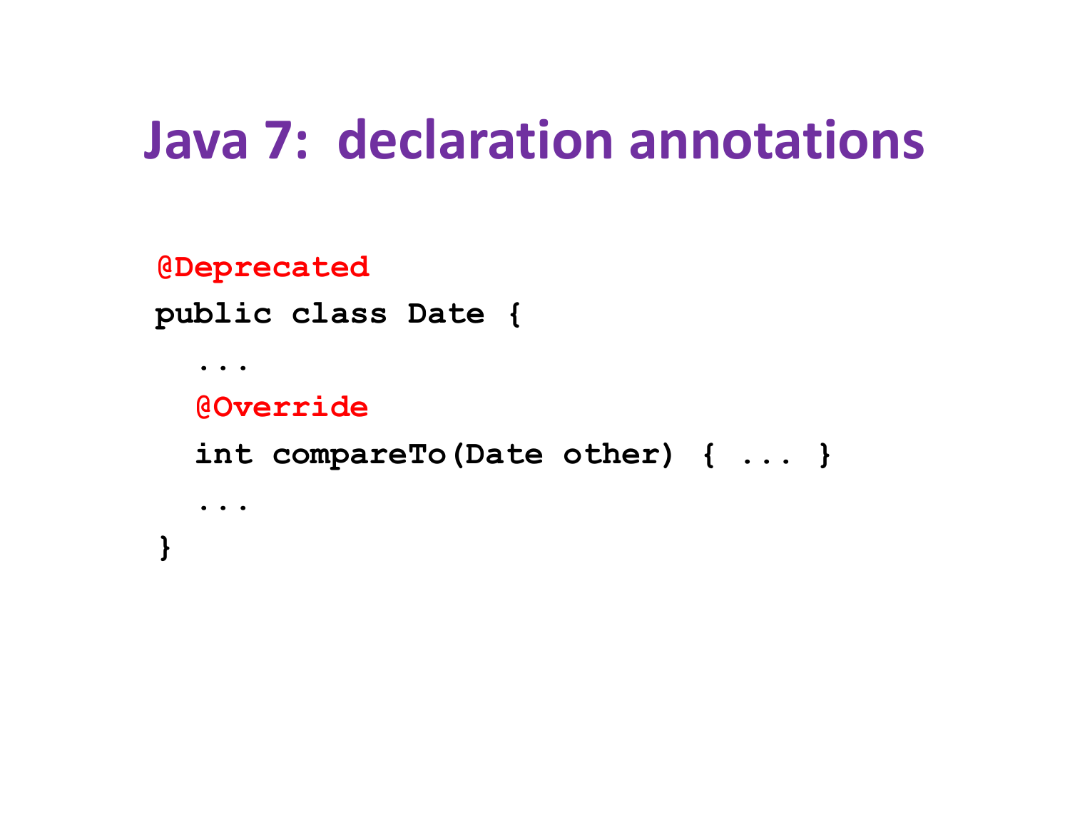# Java 7: declaration annotations

```
@Deprecated
public class Date {
  ...
  @Override
  int compareTo(Date other) { ... }
  ...
}
```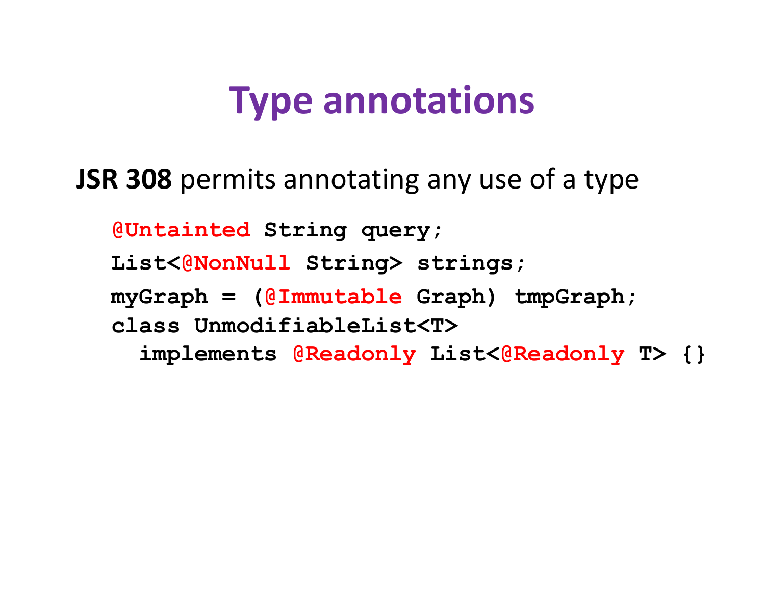# Type annotations

**JSR 308** permits annotating any use of a type

```
@Untainted String query;
List<@NonNull String> strings;
myGraph = (@Immutable Graph) tmpGraph;
class UnmodifiableList<T>
  implements @Readonly List<@Readonly T> {}
```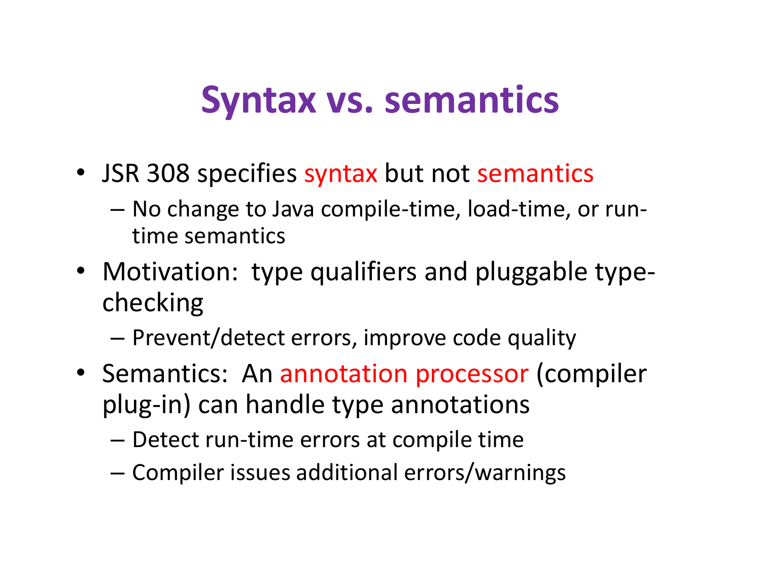# Syntax vs. semantics

- JSR 308 specifies syntax but not semantics
  - No change to Java compile-time, load-time, or run-time semantics
- Motivation: type qualifiers and pluggable type-checking
  - Prevent/detect errors, improve code quality
- Semantics: An annotation processor (compiler plug-in) can handle type annotations
  - Detect run-time errors at compile time
  - Compiler issues additional errors/warnings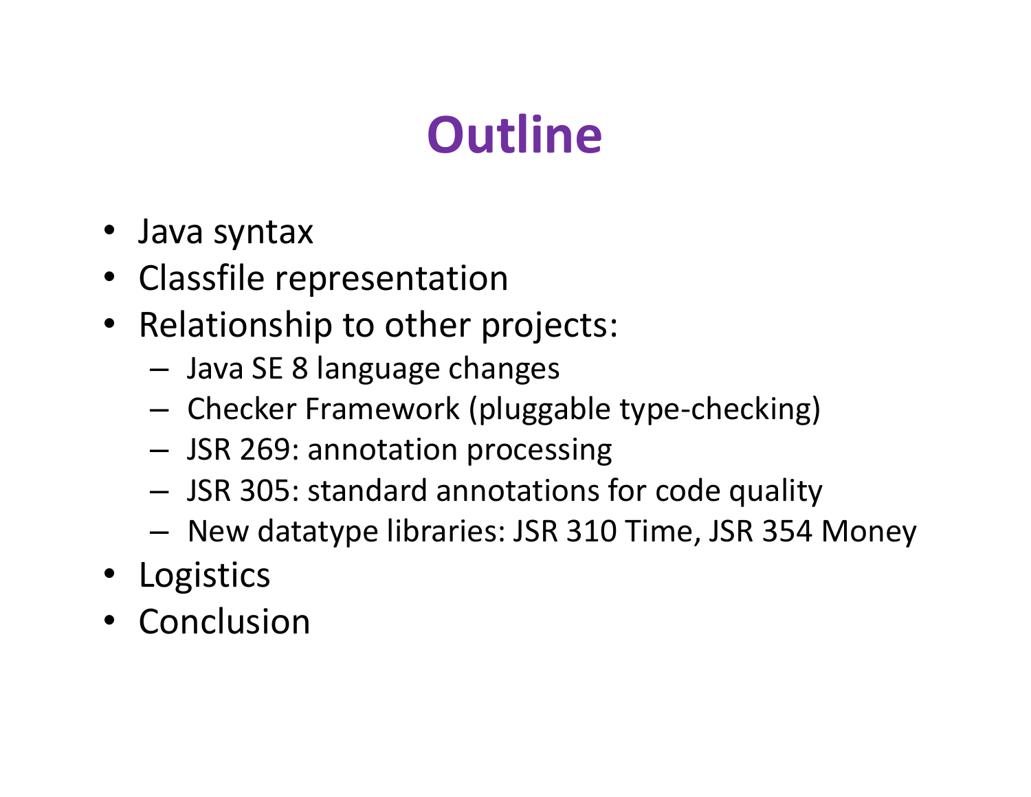# Outline

- Java syntax
- Classfile representation
- Relationship to other projects:
  - Java SE 8 language changes
  - Checker Framework (pluggable type-checking)
  - JSR 269: annotation processing
  - JSR 305: standard annotations for code quality
  - New datatype libraries: JSR 310 Time, JSR 354 Money
- Logistics
- Conclusion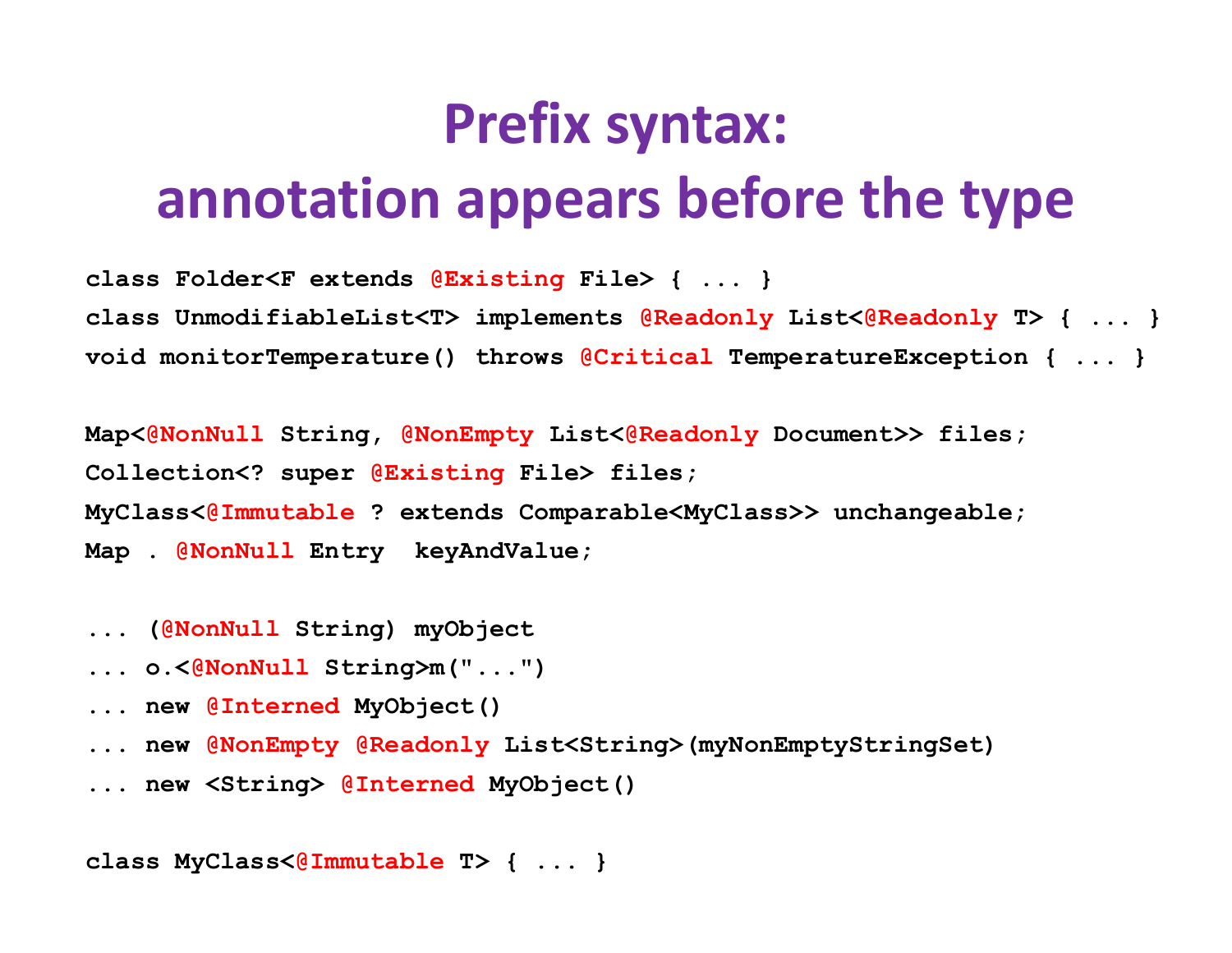# Prefix syntax: annotation appears before the type

```
class Folder<F extends @Existing File> { ... }
class UnmodifiableList<T> implements @Readonly List<@Readonly T> { ... }
void monitorTemperature() throws @Critical TemperatureException { ... }

Map<@NonNull String, @NonEmpty List<@Readonly Document>> files;
Collection<? super @Existing File> files;
MyClass<@Immutable ? extends Comparable<MyClass>> unchangeable;
Map . @NonNull Entry  keyAndValue;

... (@NonNull String) myObject
... o.<@NonNull String>m("...")
... new @Interned MyObject()
... new @NonEmpty @Readonly List<String>(myNonEmptyStringSet)
... new <String> @Interned MyObject()

class MyClass<@Immutable T> { ... }
```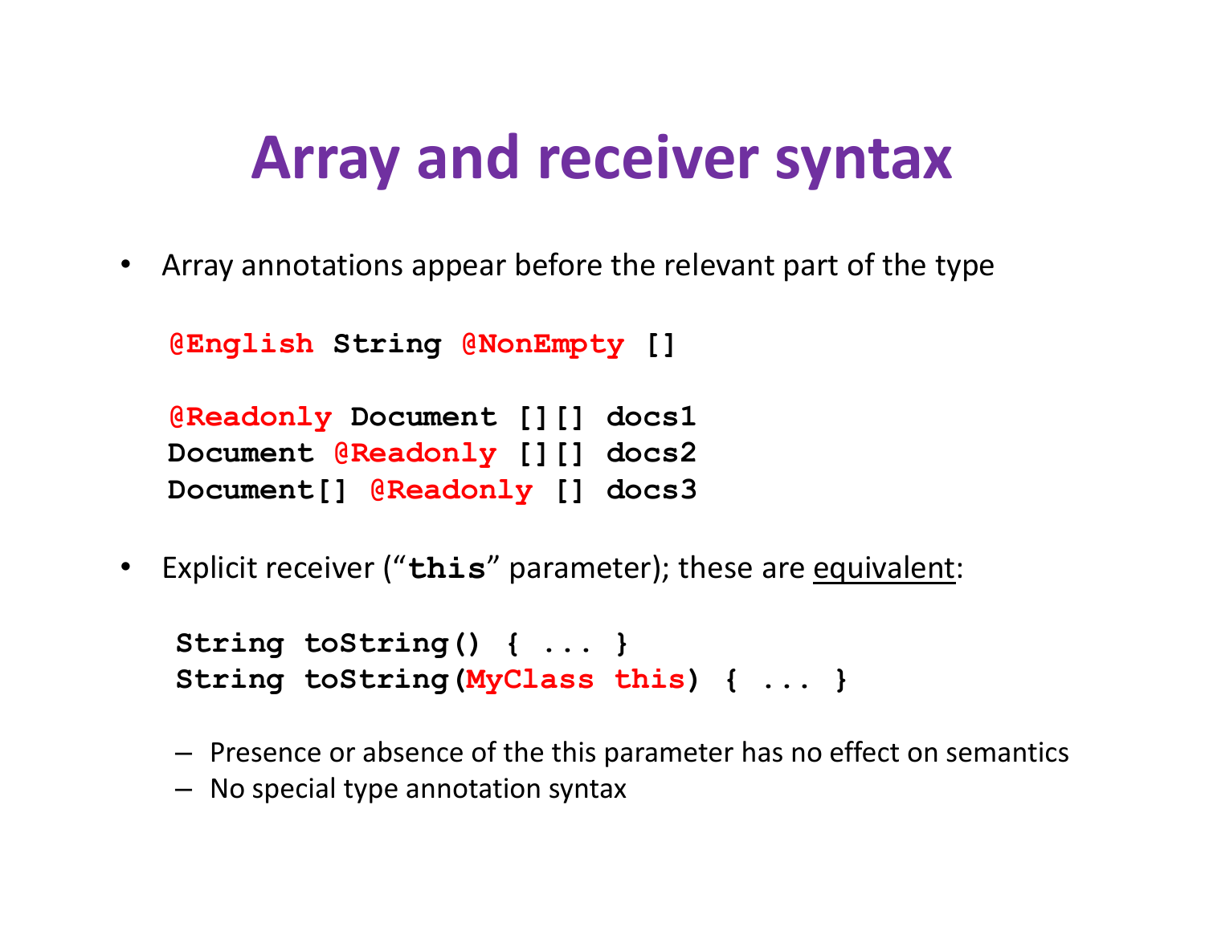# Array and receiver syntax

- Array annotations appear before the relevant part of the type

```
@English String @NonEmpty []

@Readonly Document [][] docs1
Document @Readonly [][] docs2
Document[] @Readonly [] docs3
```

- Explicit receiver ("**`this`**" parameter); these are <u>equivalent</u>:

```
String toString() { ... }
String toString(MyClass this) { ... }
```

  - Presence or absence of the this parameter has no effect on semantics
  - No special type annotation syntax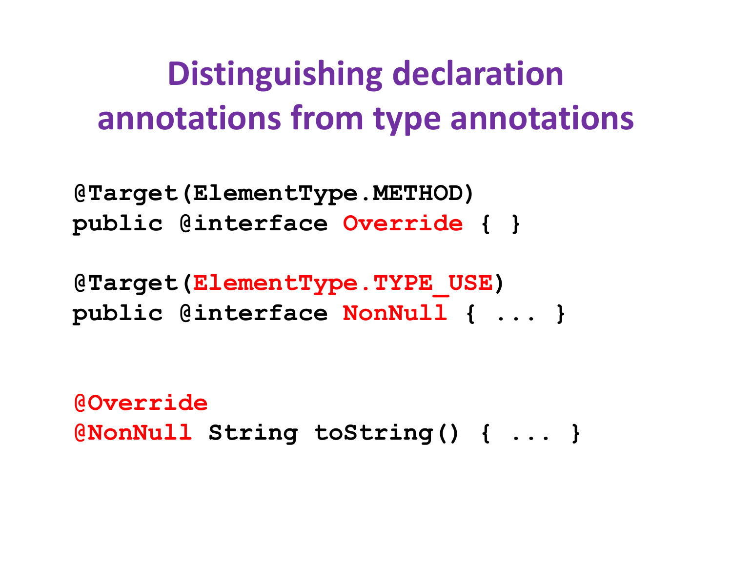# Distinguishing declaration annotations from type annotations

```
@Target(ElementType.METHOD)
public @interface Override { }

@Target(ElementType.TYPE_USE)
public @interface NonNull { ... }


@Override
@NonNull String toString() { ... }
```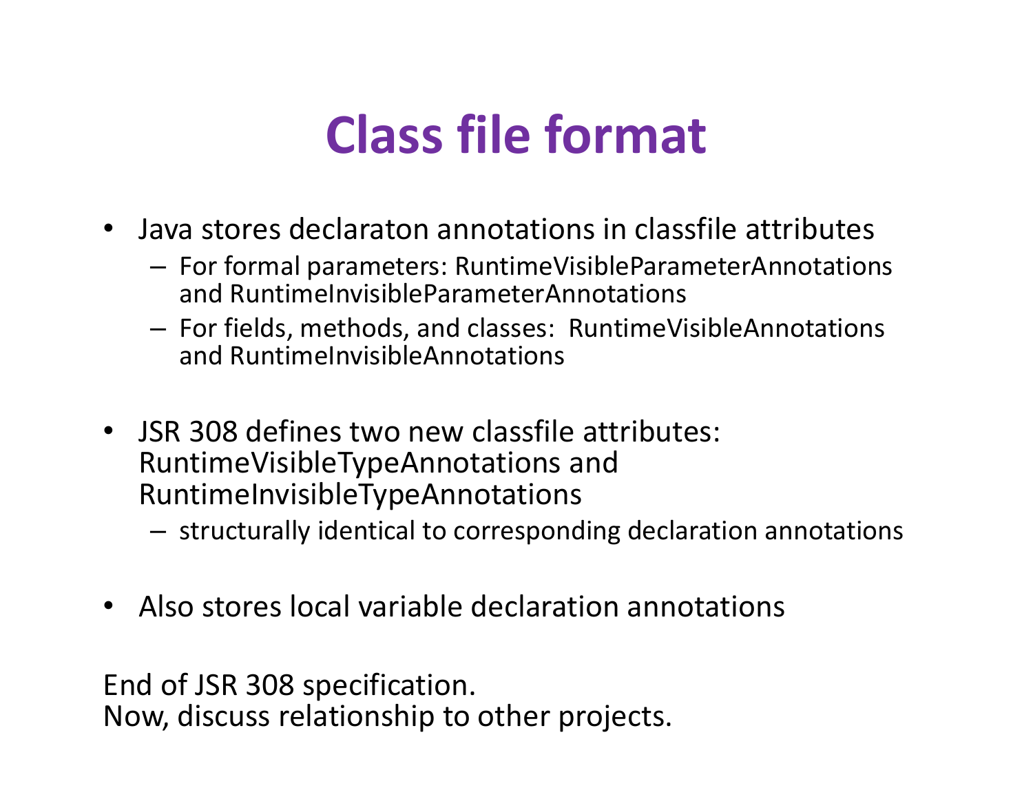# Class file format

- Java stores declaraton annotations in classfile attributes
  - For formal parameters: RuntimeVisibleParameterAnnotations and RuntimeInvisibleParameterAnnotations
  - For fields, methods, and classes: RuntimeVisibleAnnotations and RuntimeInvisibleAnnotations

- JSR 308 defines two new classfile attributes: RuntimeVisibleTypeAnnotations and RuntimeInvisibleTypeAnnotations
  - structurally identical to corresponding declaration annotations

- Also stores local variable declaration annotations

End of JSR 308 specification.
Now, discuss relationship to other projects.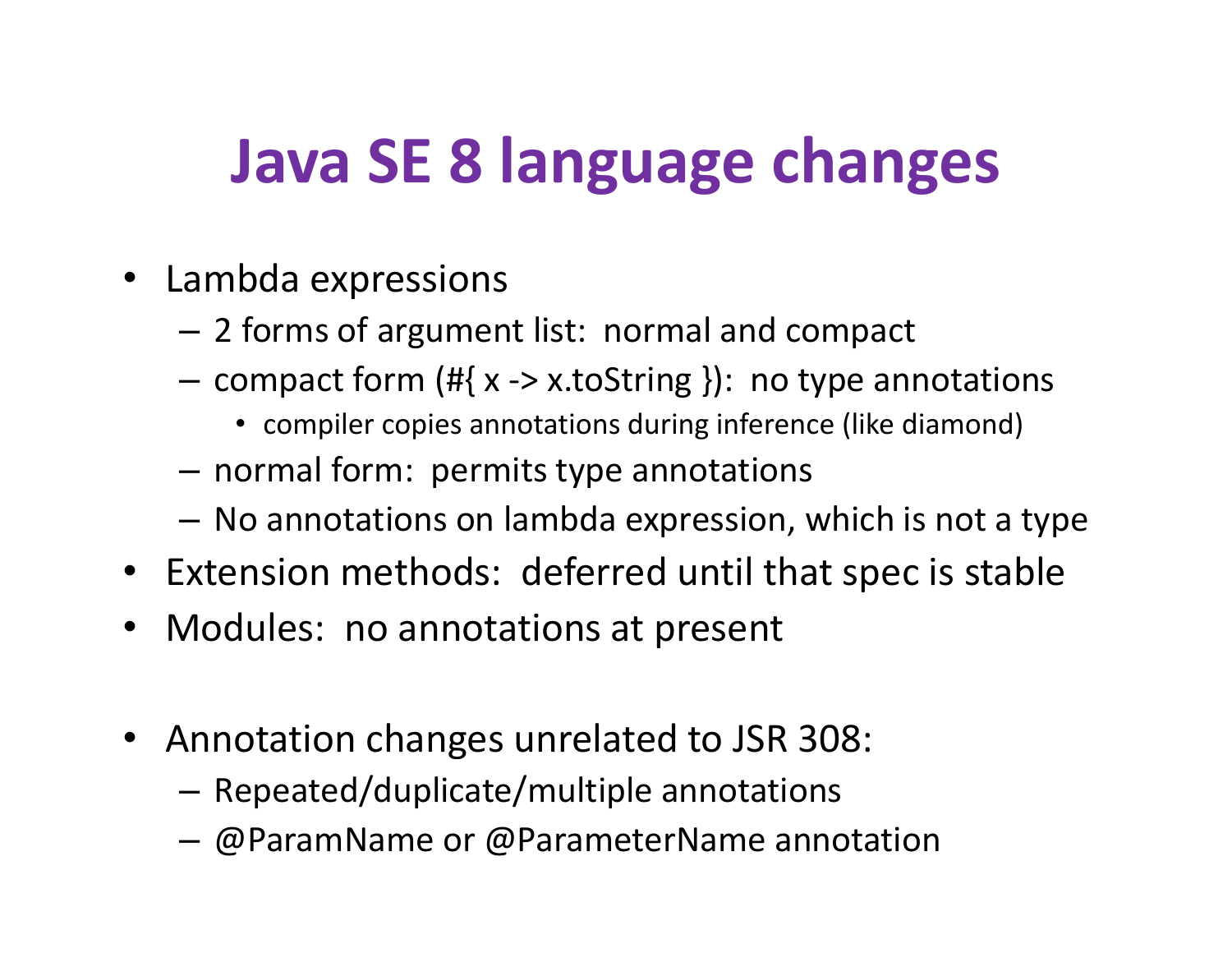# Java SE 8 language changes

- Lambda expressions
  - 2 forms of argument list: normal and compact
  - compact form (#{ x -> x.toString }): no type annotations
    - compiler copies annotations during inference (like diamond)
  - normal form: permits type annotations
  - No annotations on lambda expression, which is not a type
- Extension methods: deferred until that spec is stable
- Modules: no annotations at present

- Annotation changes unrelated to JSR 308:
  - Repeated/duplicate/multiple annotations
  - @ParamName or @ParameterName annotation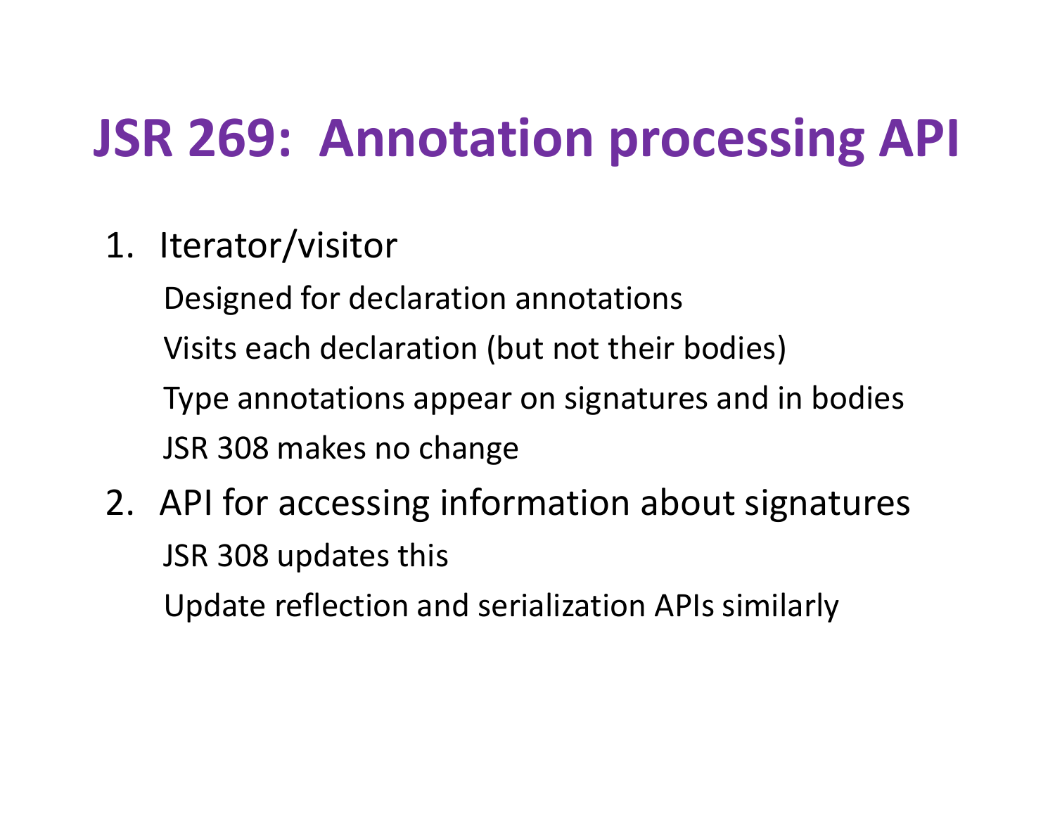# JSR 269: Annotation processing API

1. Iterator/visitor
   - Designed for declaration annotations
   - Visits each declaration (but not their bodies)
   - Type annotations appear on signatures and in bodies
   - JSR 308 makes no change
2. API for accessing information about signatures
   - JSR 308 updates this
   - Update reflection and serialization APIs similarly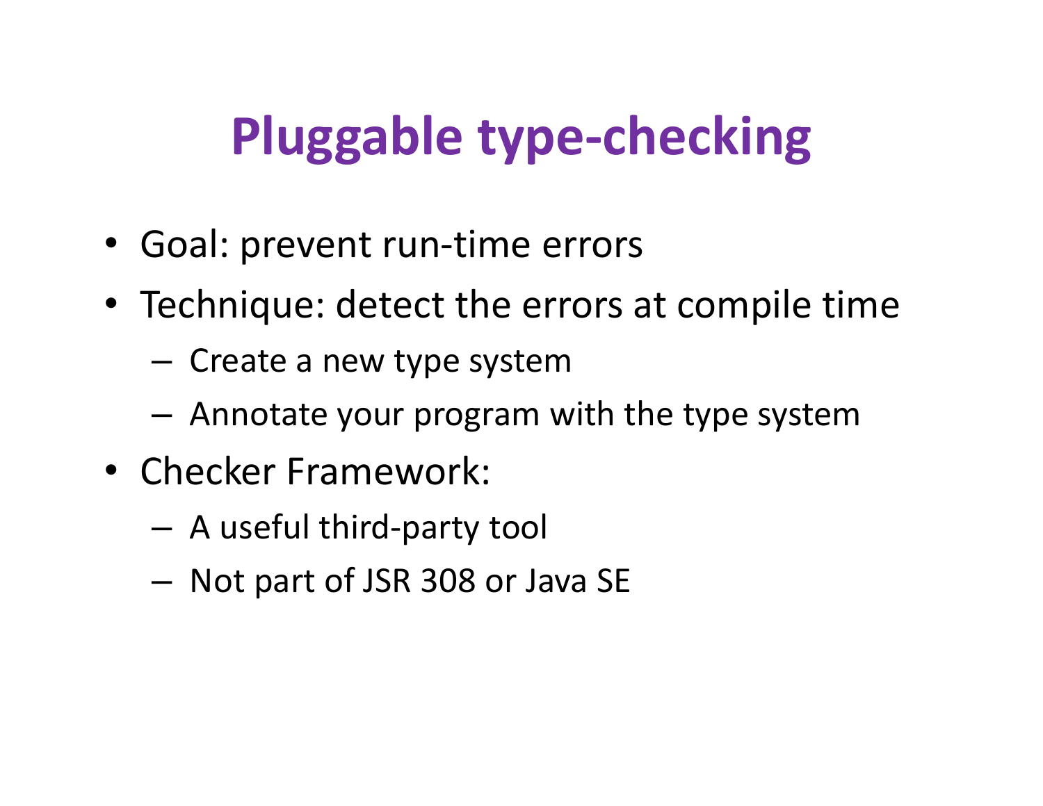# Pluggable type-checking

- Goal: prevent run-time errors
- Technique: detect the errors at compile time
  - Create a new type system
  - Annotate your program with the type system
- Checker Framework:
  - A useful third-party tool
  - Not part of JSR 308 or Java SE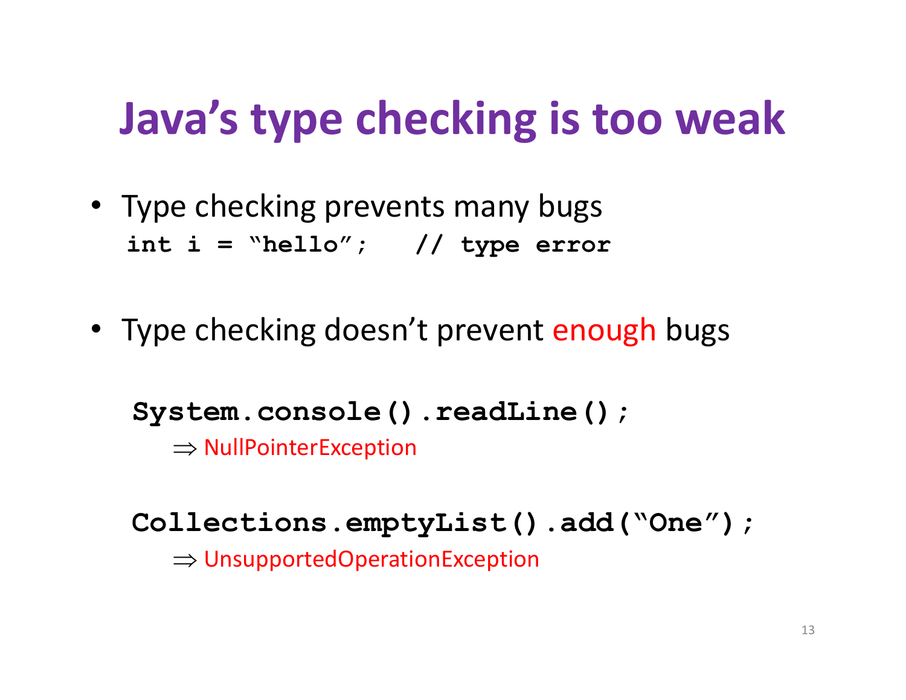# Java's type checking is too weak

- Type checking prevents many bugs

```
int i = "hello";   // type error
```

- Type checking doesn't prevent enough bugs

```
System.console().readLine();
```

⇒ NullPointerException

```
Collections.emptyList().add("One");
```

⇒ UnsupportedOperationException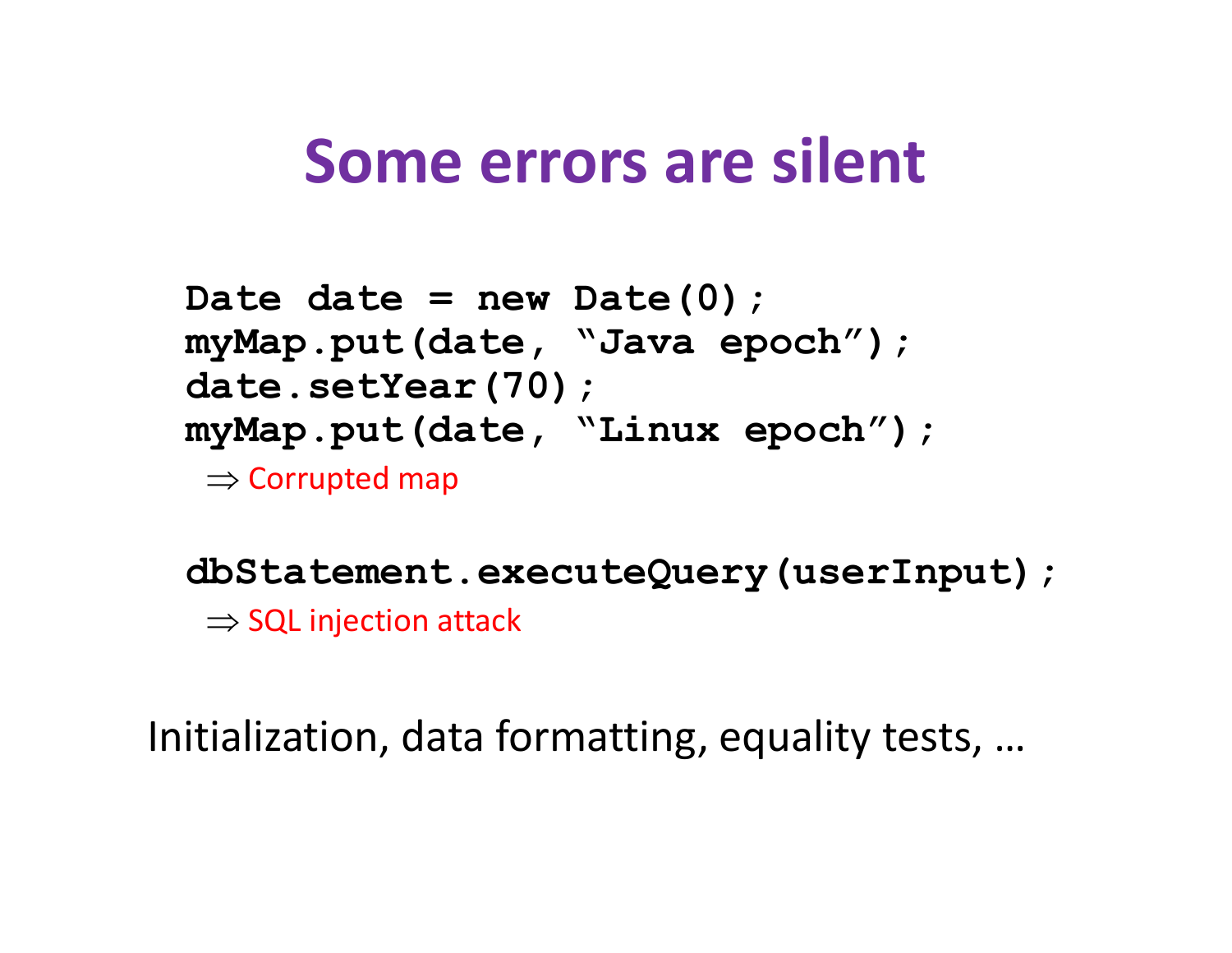# Some errors are silent

```
Date date = new Date(0);
myMap.put(date, “Java epoch”);
date.setYear(70);
myMap.put(date, “Linux epoch”);
```

⇒ Corrupted map

```
dbStatement.executeQuery(userInput);
```

⇒ SQL injection attack

Initialization, data formatting, equality tests, …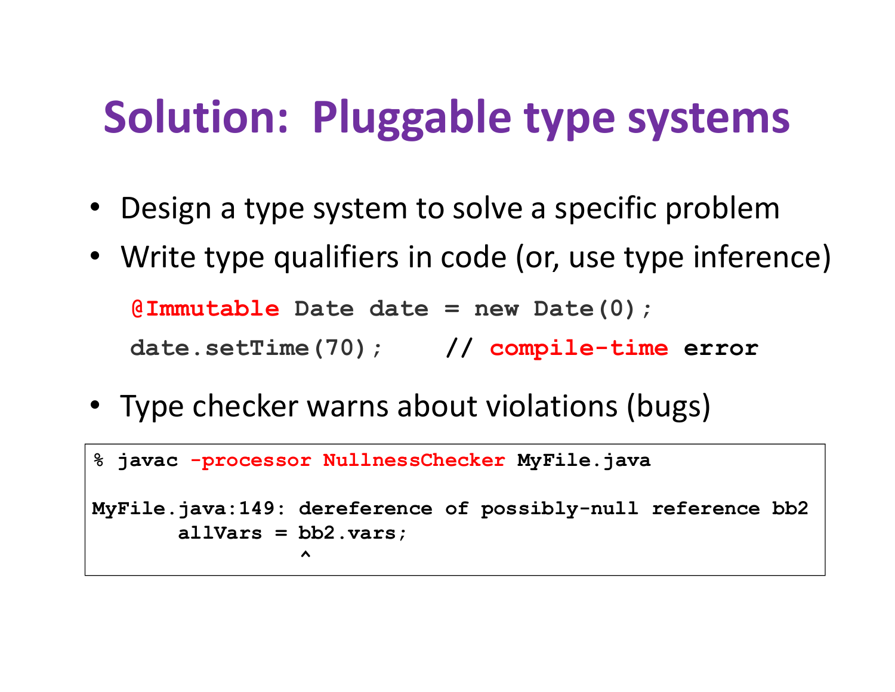# Solution:  Pluggable type systems

- Design a type system to solve a specific problem
- Write type qualifiers in code (or, use type inference)

```
@Immutable Date date = new Date(0);
date.setTime(70);    // compile-time error
```

- Type checker warns about violations (bugs)

```
% javac -processor NullnessChecker MyFile.java

MyFile.java:149: dereference of possibly-null reference bb2
       allVars = bb2.vars;
                 ^
```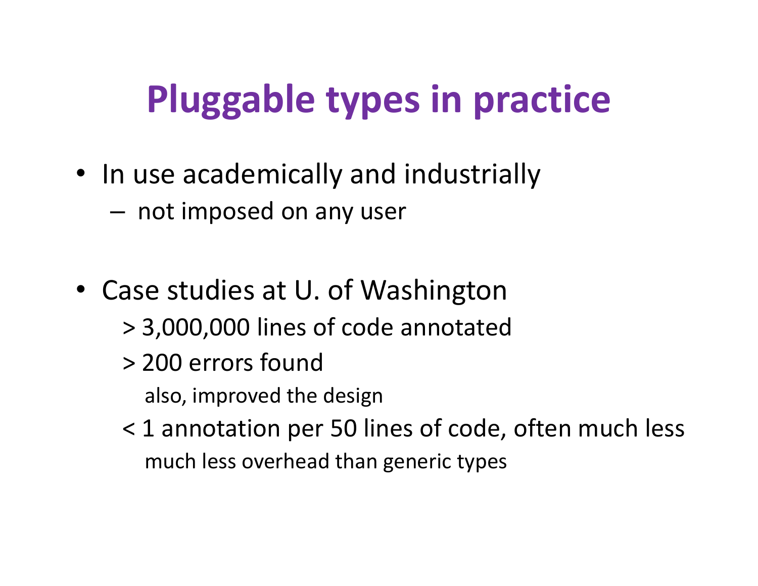# Pluggable types in practice

- In use academically and industrially
  - not imposed on any user

- Case studies at U. of Washington
  - > 3,000,000 lines of code annotated
  - > 200 errors found
    - also, improved the design
  - < 1 annotation per 50 lines of code, often much less
    - much less overhead than generic types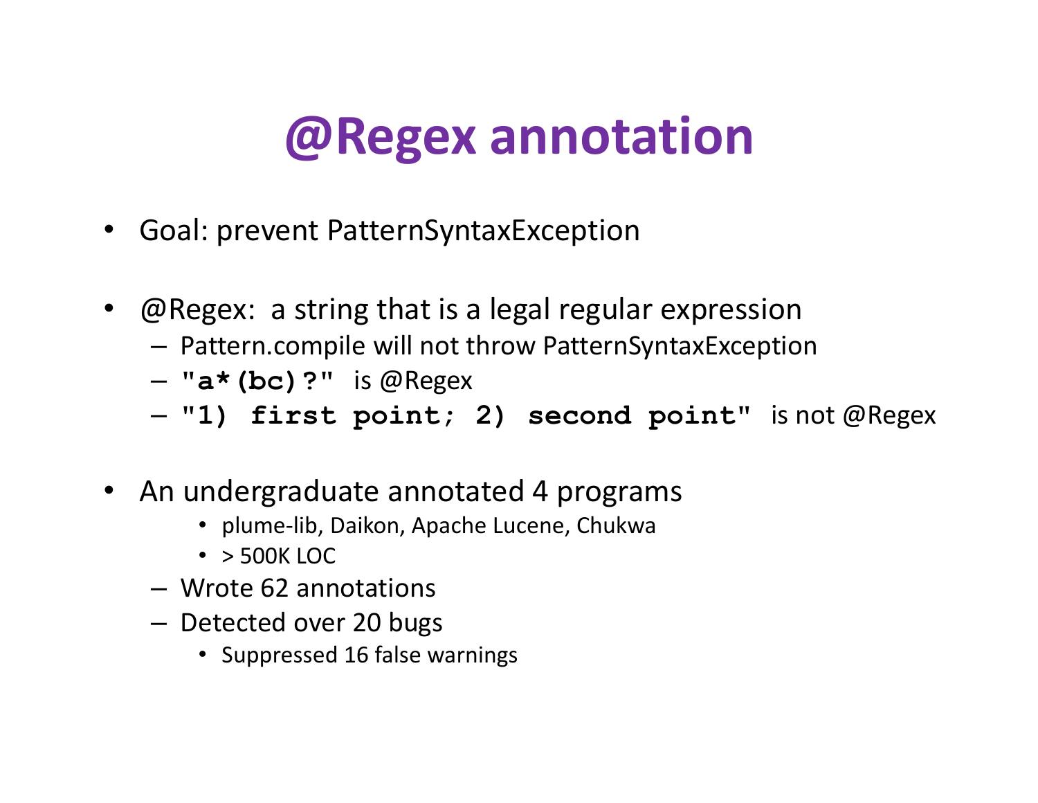# @Regex annotation

- Goal: prevent PatternSyntaxException
- @Regex: a string that is a legal regular expression
  - Pattern.compile will not throw PatternSyntaxException
  - `"a*(bc)?"` is @Regex
  - `"1) first point; 2) second point"` is not @Regex
- An undergraduate annotated 4 programs
  - plume-lib, Daikon, Apache Lucene, Chukwa
  - > 500K LOC
  - Wrote 62 annotations
  - Detected over 20 bugs
    - Suppressed 16 false warnings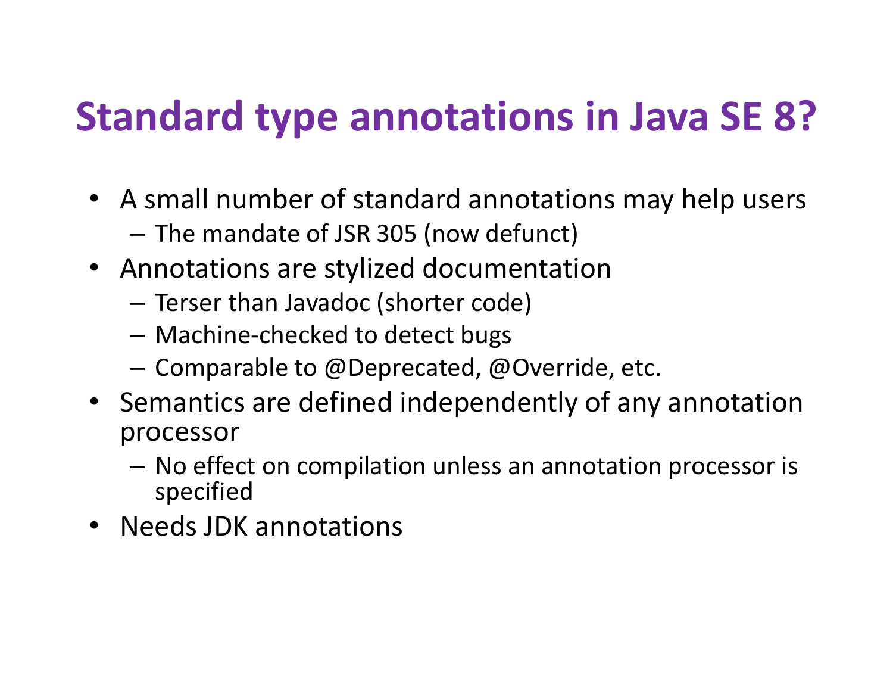# Standard type annotations in Java SE 8?

- A small number of standard annotations may help users
  - The mandate of JSR 305 (now defunct)
- Annotations are stylized documentation
  - Terser than Javadoc (shorter code)
  - Machine-checked to detect bugs
  - Comparable to @Deprecated, @Override, etc.
- Semantics are defined independently of any annotation processor
  - No effect on compilation unless an annotation processor is specified
- Needs JDK annotations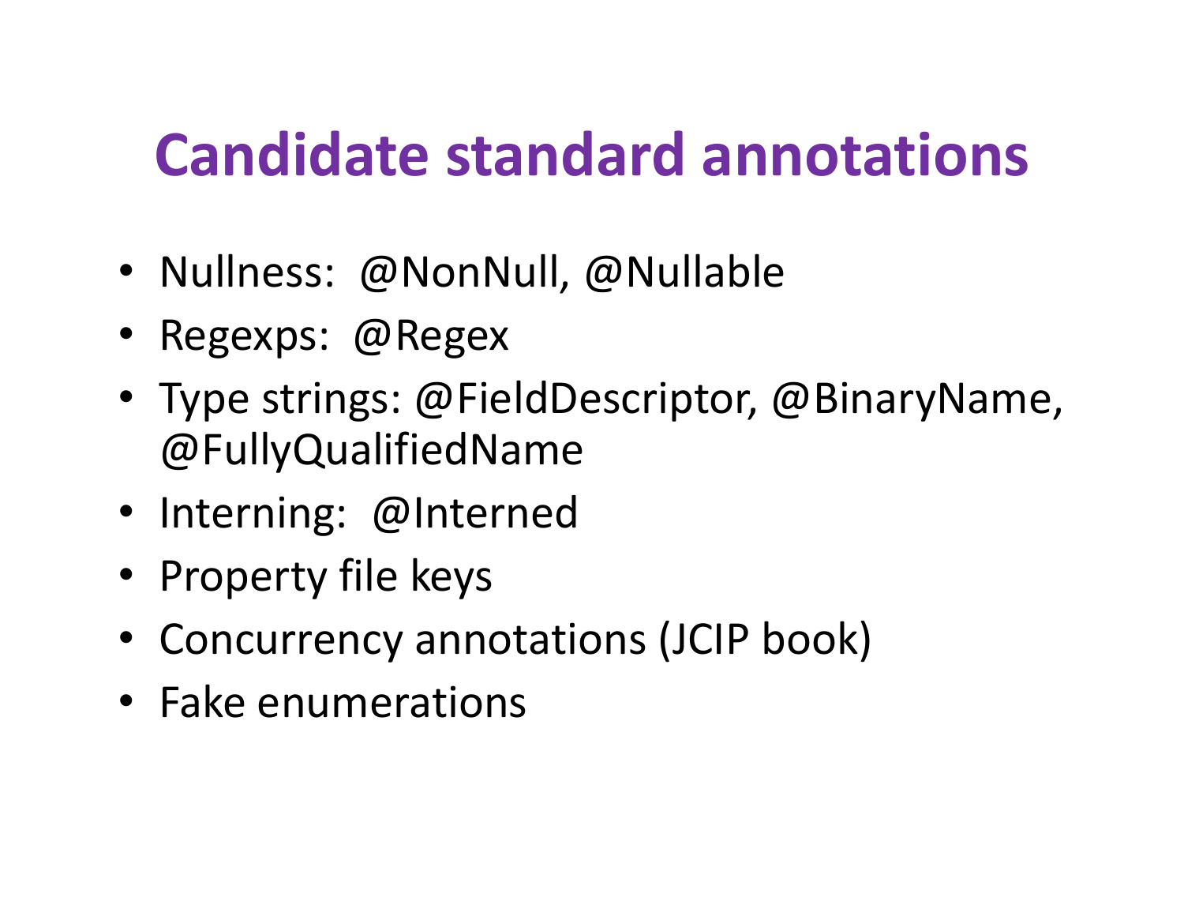# Candidate standard annotations

- Nullness: @NonNull, @Nullable
- Regexps: @Regex
- Type strings: @FieldDescriptor, @BinaryName, @FullyQualifiedName
- Interning: @Interned
- Property file keys
- Concurrency annotations (JCIP book)
- Fake enumerations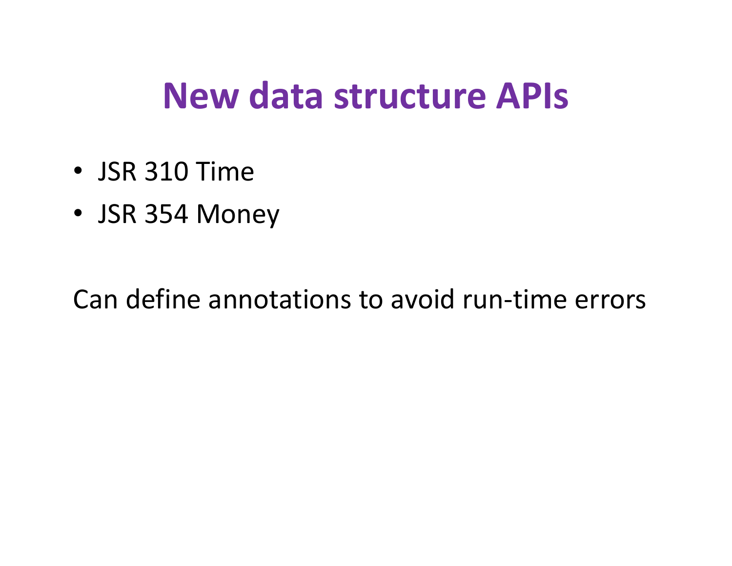# New data structure APIs

- JSR 310 Time
- JSR 354 Money

Can define annotations to avoid run-time errors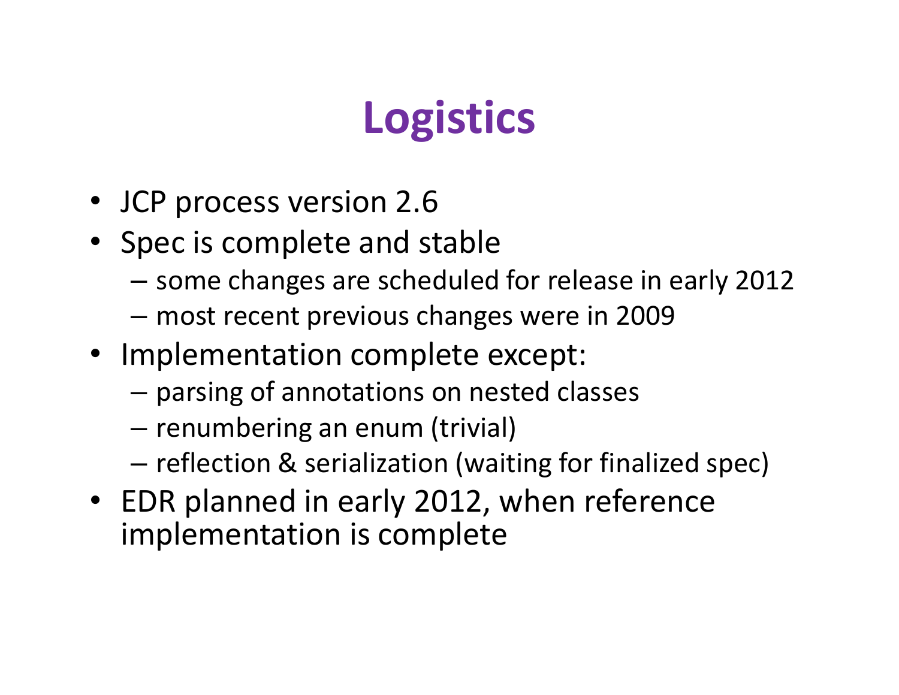# Logistics

- JCP process version 2.6
- Spec is complete and stable
  - some changes are scheduled for release in early 2012
  - most recent previous changes were in 2009
- Implementation complete except:
  - parsing of annotations on nested classes
  - renumbering an enum (trivial)
  - reflection & serialization (waiting for finalized spec)
- EDR planned in early 2012, when reference implementation is complete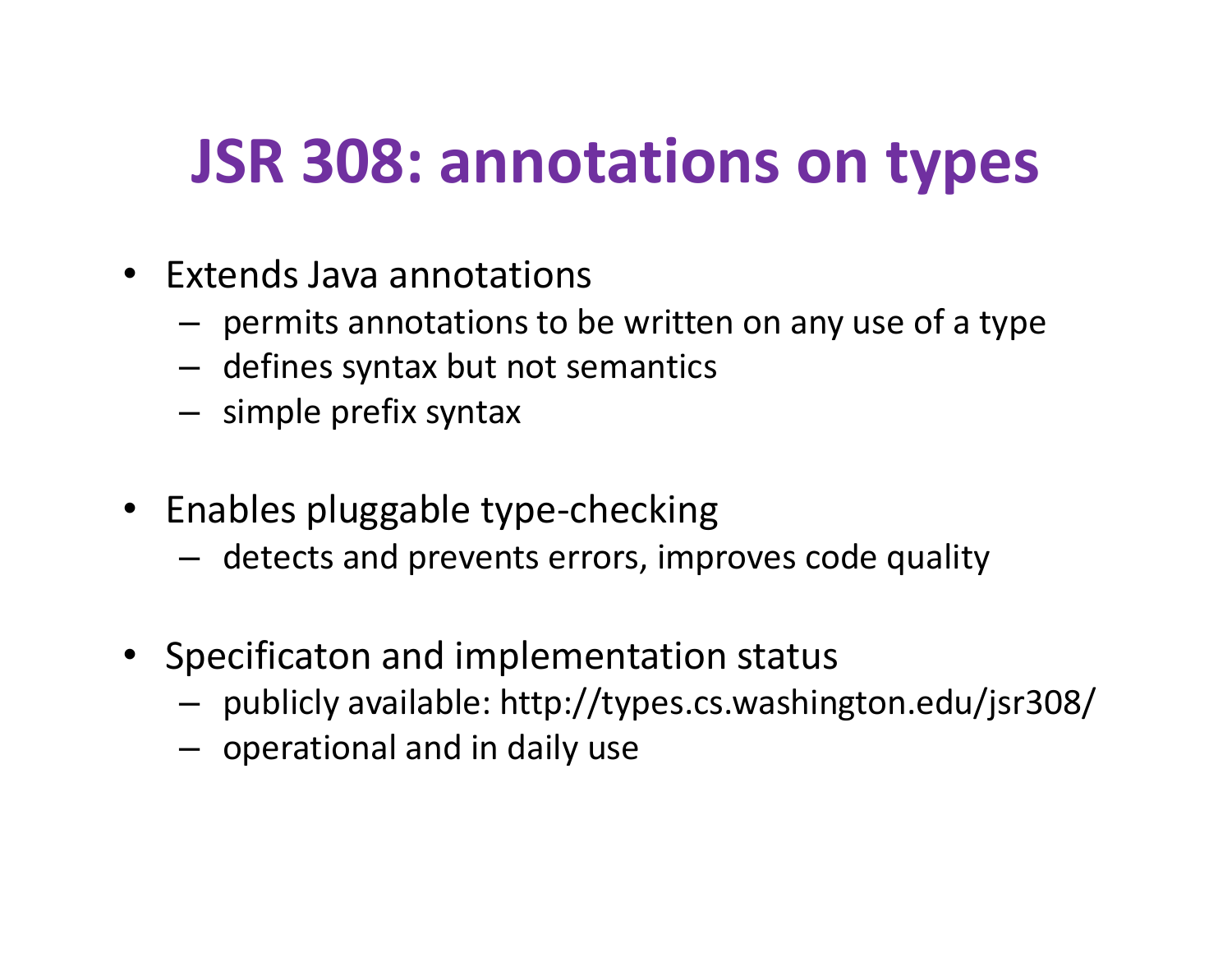# JSR 308: annotations on types

- Extends Java annotations
  - permits annotations to be written on any use of a type
  - defines syntax but not semantics
  - simple prefix syntax

- Enables pluggable type-checking
  - detects and prevents errors, improves code quality

- Specificaton and implementation status
  - publicly available: http://types.cs.washington.edu/jsr308/
  - operational and in daily use